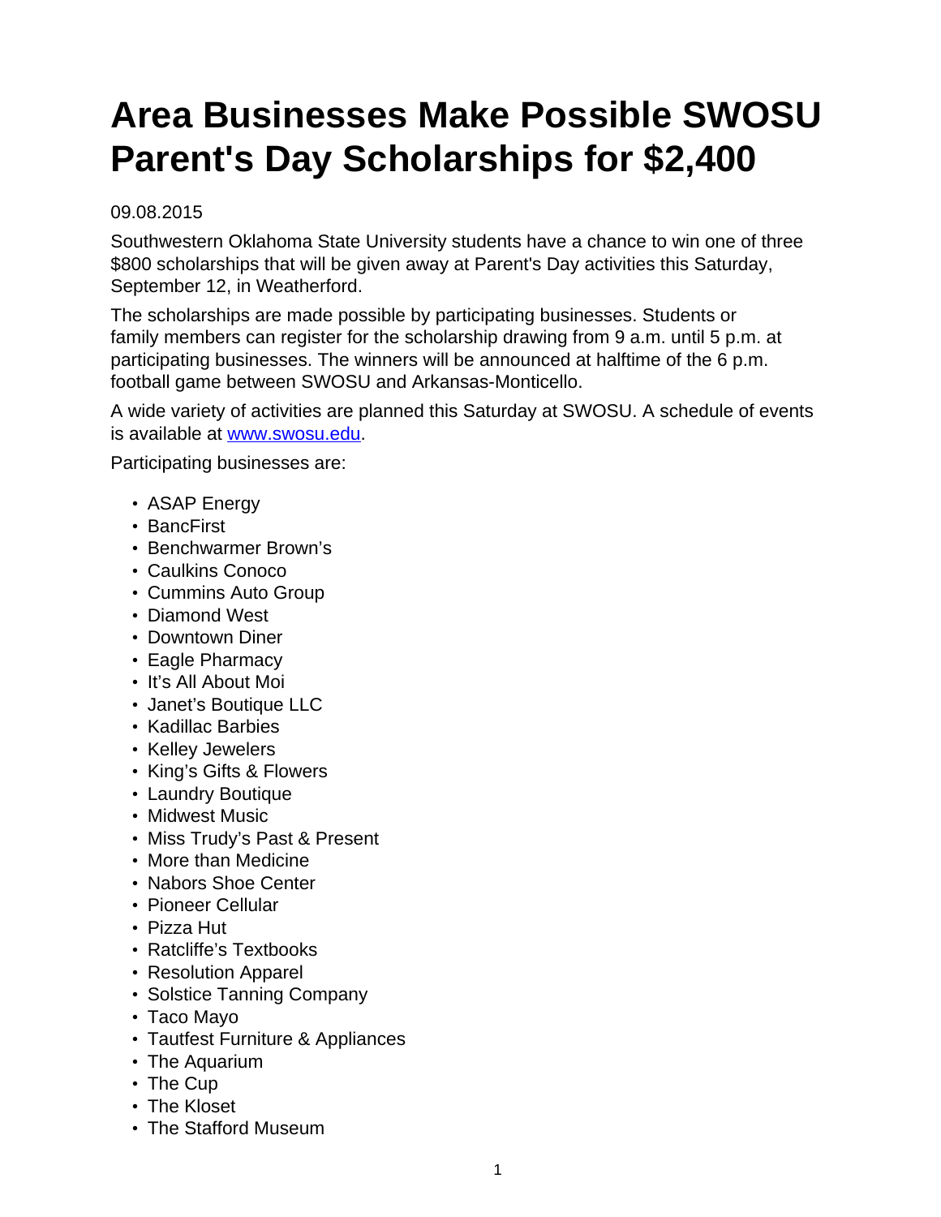# Area Businesses Make Possible SWOSU Parent's Day Scholarships for $2,400

09.08.2015

Southwestern Oklahoma State University students have a chance to win one of three $800 scholarships that will be given away at Parent's Day activities this Saturday, September 12, in Weatherford.

The scholarships are made possible by participating businesses. Students or family members can register for the scholarship drawing from 9 a.m. until 5 p.m. at participating businesses. The winners will be announced at halftime of the 6 p.m. football game between SWOSU and Arkansas-Monticello.

A wide variety of activities are planned this Saturday at SWOSU. A schedule of events is available at [www.swosu.edu](http://www.swosu.edu).

Participating businesses are:

- ASAP Energy
- BancFirst
- Benchwarmer Brown's
- Caulkins Conoco
- Cummins Auto Group
- Diamond West
- Downtown Diner
- Eagle Pharmacy
- It's All About Moi
- Janet's Boutique LLC
- Kadillac Barbies
- Kelley Jewelers
- King's Gifts & Flowers
- Laundry Boutique
- Midwest Music
- Miss Trudy's Past & Present
- More than Medicine
- Nabors Shoe Center
- Pioneer Cellular
- Pizza Hut
- Ratcliffe's Textbooks
- Resolution Apparel
- Solstice Tanning Company
- Taco Mayo
- Tautfest Furniture & Appliances
- The Aquarium
- The Cup
- The Kloset
- The Stafford Museum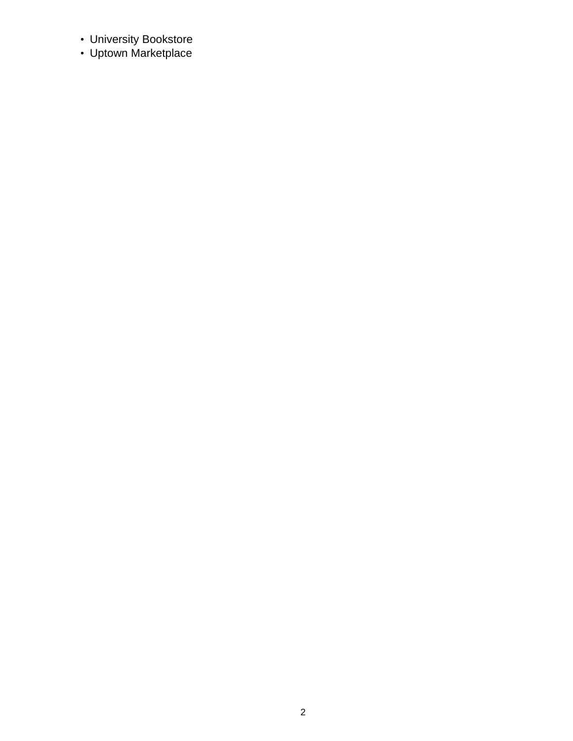- University Bookstore
- Uptown Marketplace